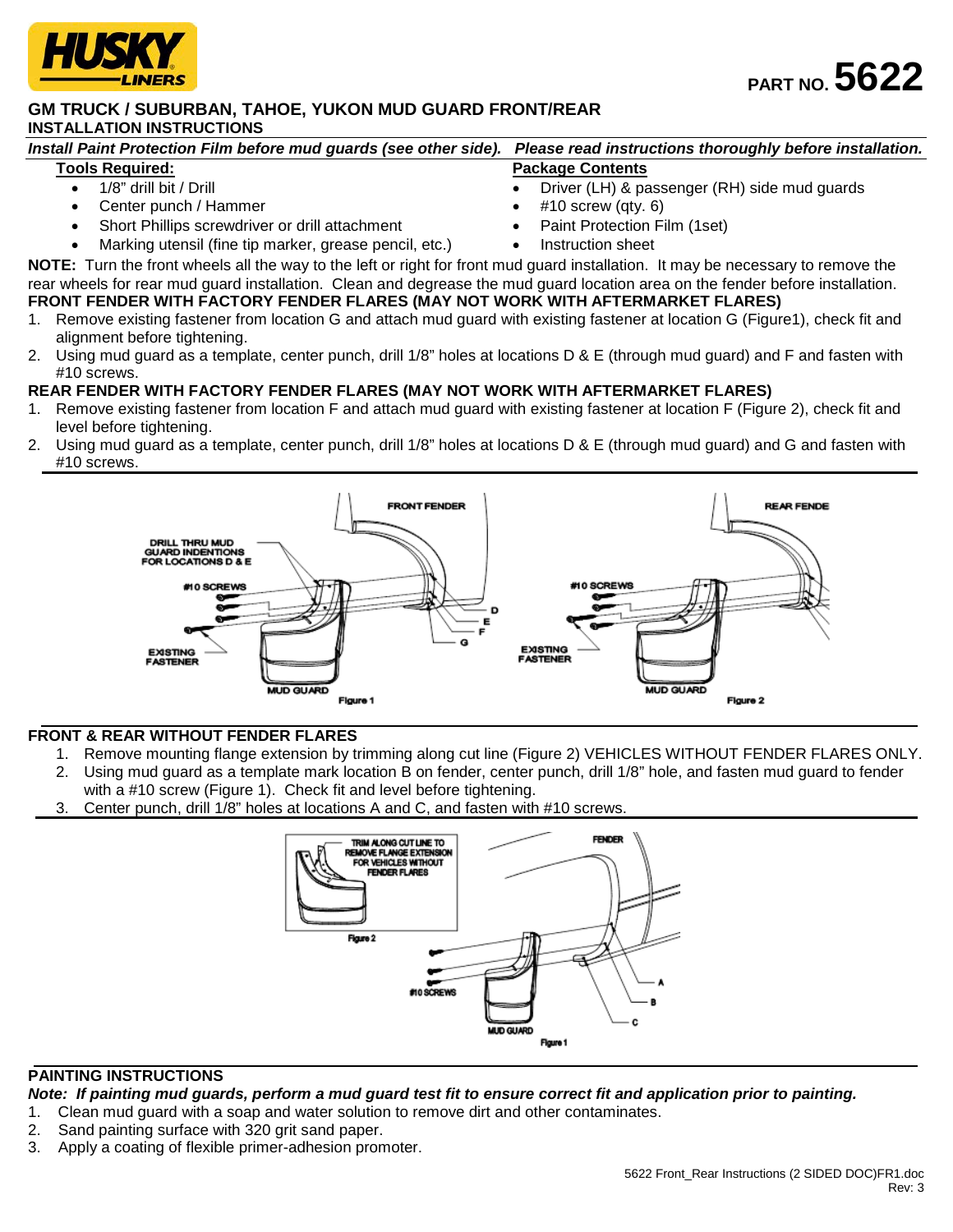**HUSKY LINERS**

PART NO. **5622**

## GM TRUCK / SUBURBAN, TAHOE, YUKON MUD GUARD FRONT/REAR
### INSTALLATION INSTRUCTIONS

***Install Paint Protection Film before mud guards (see other side).  Please read instructions thoroughly before installation.***

**Tools Required:**

- 1/8" drill bit / Drill
- Center punch / Hammer
- Short Phillips screwdriver or drill attachment
- Marking utensil (fine tip marker, grease pencil, etc.)

**Package Contents**

- Driver (LH) & passenger (RH) side mud guards
- #10 screw (qty. 6)
- Paint Protection Film (1set)
- Instruction sheet

**NOTE:** Turn the front wheels all the way to the left or right for front mud guard installation.  It may be necessary to remove the rear wheels for rear mud guard installation.  Clean and degrease the mud guard location area on the fender before installation.

**FRONT FENDER WITH FACTORY FENDER FLARES (MAY NOT WORK WITH AFTERMARKET FLARES)**

1. Remove existing fastener from location G and attach mud guard with existing fastener at location G (Figure1), check fit and alignment before tightening.
2. Using mud guard as a template, center punch, drill 1/8" holes at locations D & E (through mud guard) and F and fasten with #10 screws.

**REAR FENDER WITH FACTORY FENDER FLARES (MAY NOT WORK WITH AFTERMARKET FLARES)**

1. Remove existing fastener from location F and attach mud guard with existing fastener at location F (Figure 2), check fit and level before tightening.
2. Using mud guard as a template, center punch, drill 1/8" holes at locations D & E (through mud guard) and G and fasten with #10 screws.

FRONT FENDER — DRILL THRU MUD GUARD INDENTIONS FOR LOCATIONS D & E — #10 SCREWS — EXISTING FASTENER — MUD GUARD — D — E — F — G

Figure 1

REAR FENDE — #10 SCREWS — EXISTING FASTENER — MUD GUARD

Figure 2

**FRONT & REAR WITHOUT FENDER FLARES**

1. Remove mounting flange extension by trimming along cut line (Figure 2) VEHICLES WITHOUT FENDER FLARES ONLY.
2. Using mud guard as a template mark location B on fender, center punch, drill 1/8" hole, and fasten mud guard to fender with a #10 screw (Figure 1).  Check fit and level before tightening.
3. Center punch, drill 1/8" holes at locations A and C, and fasten with #10 screws.

TRIM ALONG CUT LINE TO REMOVE FLANGE EXTENSION FOR VEHICLES WITHOUT FENDER FLARES

Figure 2

FENDER — #10 SCREWS — MUD GUARD — A — B — C

Figure 1

**PAINTING INSTRUCTIONS**

***Note:  If painting mud guards, perform a mud guard test fit to ensure correct fit and application prior to painting.***

1. Clean mud guard with a soap and water solution to remove dirt and other contaminates.
2. Sand painting surface with 320 grit sand paper.
3. Apply a coating of flexible primer-adhesion promoter.

5622 Front_Rear Instructions (2 SIDED DOC)FR1.doc
Rev: 3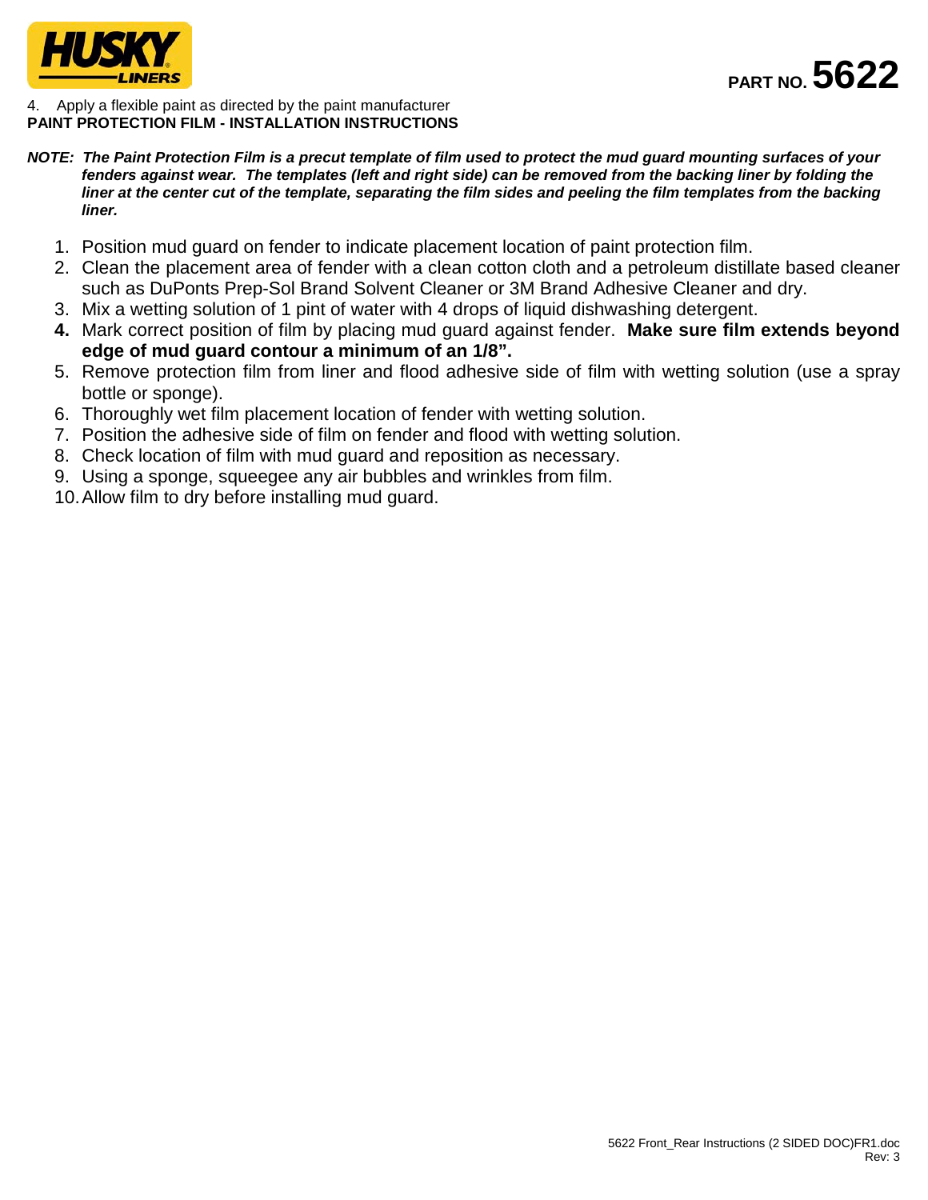4. Apply a flexible paint as directed by the paint manufacturer

**PAINT PROTECTION FILM - INSTALLATION INSTRUCTIONS**

***NOTE: The Paint Protection Film is a precut template of film used to protect the mud guard mounting surfaces of your fenders against wear. The templates (left and right side) can be removed from the backing liner by folding the liner at the center cut of the template, separating the film sides and peeling the film templates from the backing liner.***

1. Position mud guard on fender to indicate placement location of paint protection film.
2. Clean the placement area of fender with a clean cotton cloth and a petroleum distillate based cleaner such as DuPonts Prep-Sol Brand Solvent Cleaner or 3M Brand Adhesive Cleaner and dry.
3. Mix a wetting solution of 1 pint of water with 4 drops of liquid dishwashing detergent.
4. Mark correct position of film by placing mud guard against fender. **Make sure film extends beyond edge of mud guard contour a minimum of an 1/8".**
5. Remove protection film from liner and flood adhesive side of film with wetting solution (use a spray bottle or sponge).
6. Thoroughly wet film placement location of fender with wetting solution.
7. Position the adhesive side of film on fender and flood with wetting solution.
8. Check location of film with mud guard and reposition as necessary.
9. Using a sponge, squeegee any air bubbles and wrinkles from film.
10. Allow film to dry before installing mud guard.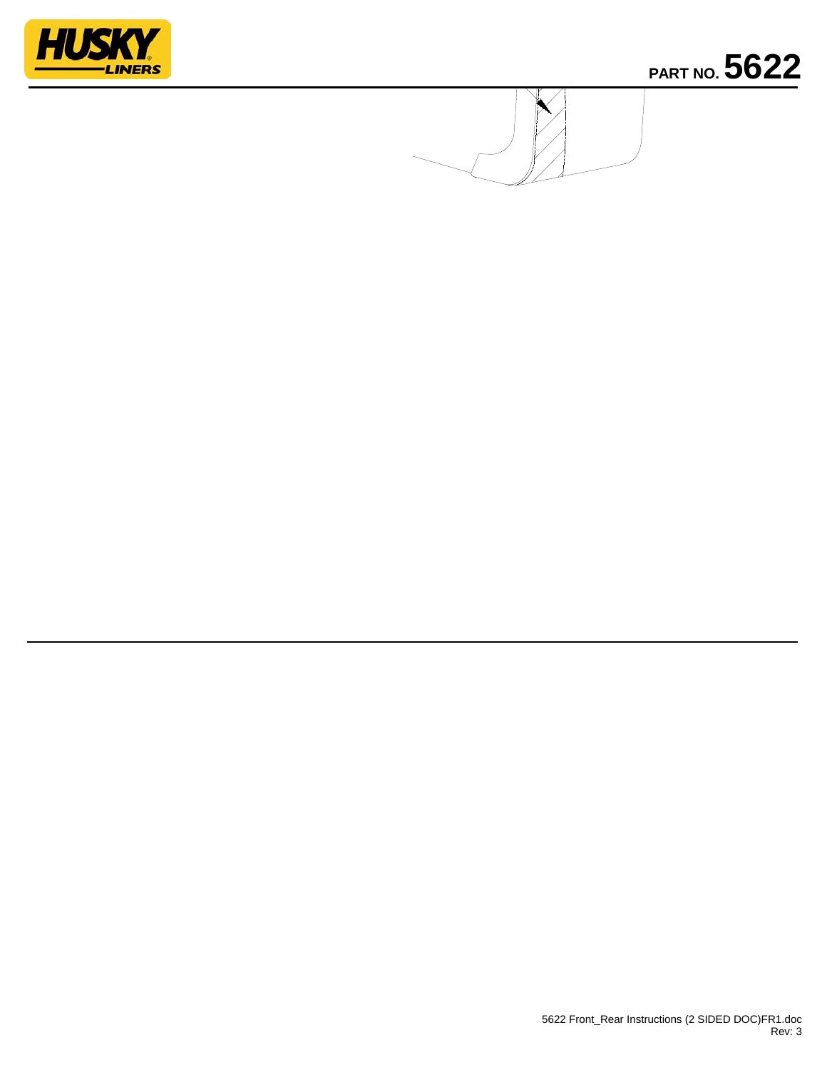PART NO. 5622

5622 Front_Rear Instructions (2 SIDED DOC)FR1.doc
Rev: 3